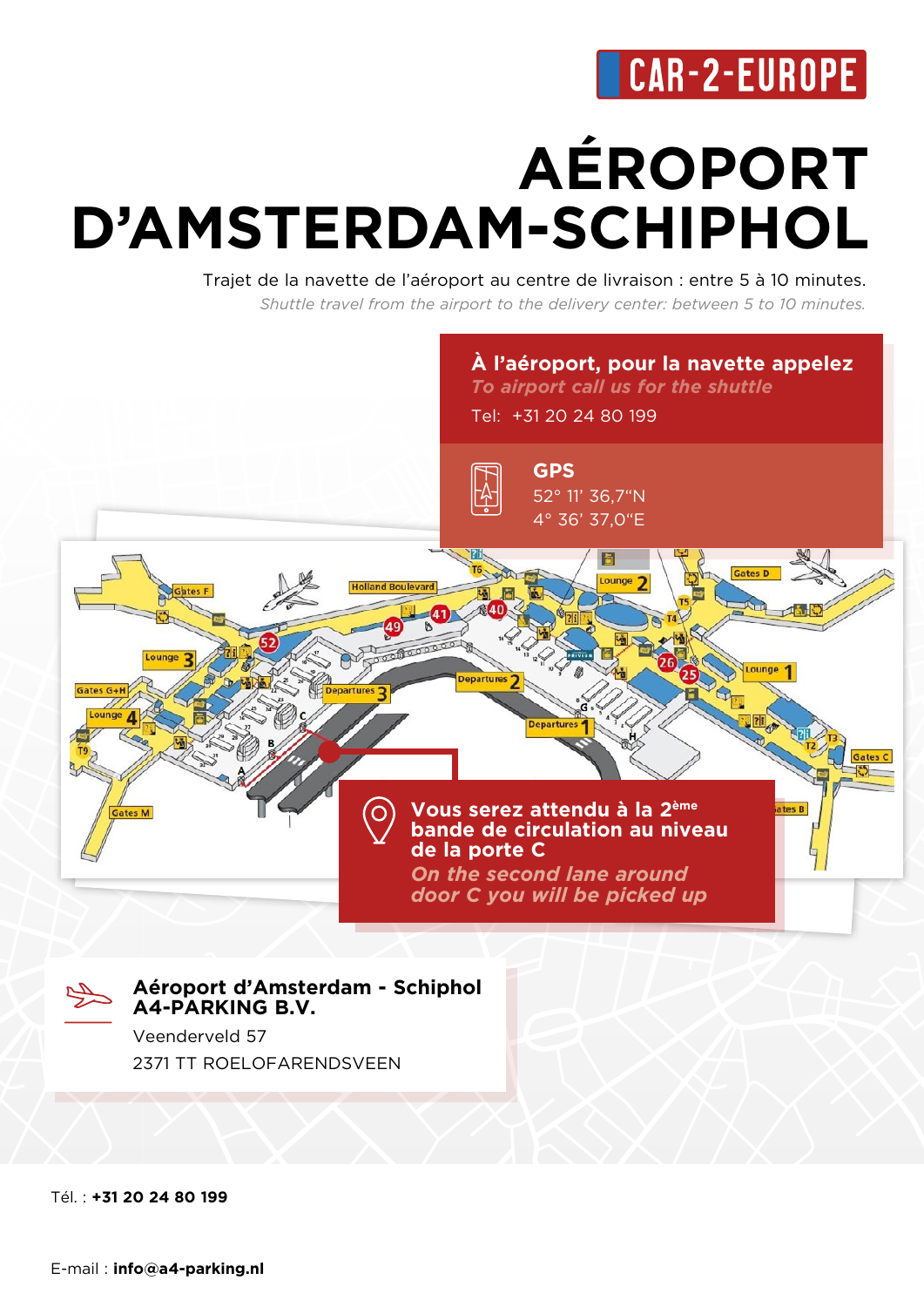CAR-2-EUROPE

# AÉROPORT D'AMSTERDAM-SCHIPHOL

Trajet de la navette de l'aéroport au centre de livraison : entre 5 à 10 minutes.

*Shuttle travel from the airport to the delivery center: between 5 to 10 minutes.*

**À l'aéroport, pour la navette appelez**

***To airport call us for the shuttle***

Tel: +31 20 24 80 199

**GPS**

52° 11' 36,7"N

4° 36' 37,0"E

**Vous serez attendu à la 2ème bande de circulation au niveau de la porte C**

***On the second lane around door C you will be picked up***

**Aéroport d'Amsterdam - Schiphol**
**A4-PARKING B.V.**

Veenderveld 57

2371 TT ROELOFARENDSVEEN

Tél. : **+31 20 24 80 199**

E-mail : **info@a4-parking.nl**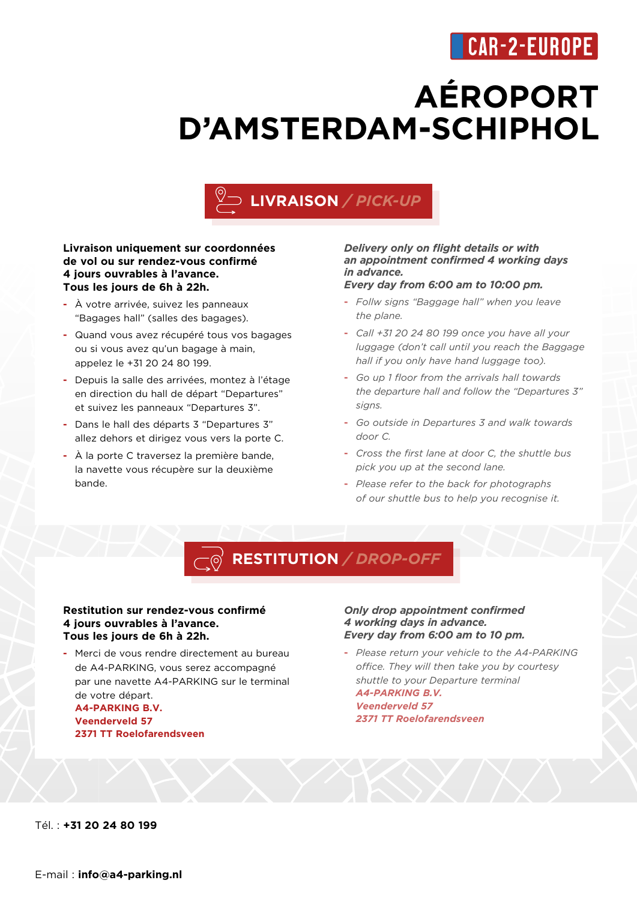CAR-2-EUROPE

# AÉROPORT D'AMSTERDAM-SCHIPHOL

## LIVRAISON / *PICK-UP*

**Livraison uniquement sur coordonnées de vol ou sur rendez-vous confirmé 4 jours ouvrables à l'avance.**
**Tous les jours de 6h à 22h.**

- À votre arrivée, suivez les panneaux "Bagages hall" (salles des bagages).
- Quand vous avez récupéré tous vos bagages ou si vous avez qu'un bagage à main, appelez le +31 20 24 80 199.
- Depuis la salle des arrivées, montez à l'étage en direction du hall de départ "Departures" et suivez les panneaux "Departures 3".
- Dans le hall des départs 3 "Departures 3" allez dehors et dirigez vous vers la porte C.
- À la porte C traversez la première bande, la navette vous récupère sur la deuxième bande.

***Delivery only on flight details or with an appointment confirmed 4 working days in advance.***
***Every day from 6:00 am to 10:00 pm.***

- *Follw signs "Baggage hall" when you leave the plane.*
- *Call +31 20 24 80 199 once you have all your luggage (don't call until you reach the Baggage hall if you only have hand luggage too).*
- *Go up 1 floor from the arrivals hall towards the departure hall and follow the "Departures 3" signs.*
- *Go outside in Departures 3 and walk towards door C.*
- *Cross the first lane at door C, the shuttle bus pick you up at the second lane.*
- *Please refer to the back for photographs of our shuttle bus to help you recognise it.*

## RESTITUTION / *DROP-OFF*

**Restitution sur rendez-vous confirmé 4 jours ouvrables à l'avance.**
**Tous les jours de 6h à 22h.**

- Merci de vous rendre directement au bureau de A4-PARKING, vous serez accompagné par une navette A4-PARKING sur le terminal de votre départ.
  **A4-PARKING B.V.**
  **Veenderveld 57**
  **2371 TT Roelofarendsveen**

***Only drop appointment confirmed 4 working days in advance.***
***Every day from 6:00 am to 10 pm.***

- *Please return your vehicle to the A4-PARKING office. They will then take you by courtesy shuttle to your Departure terminal*
  ***A4-PARKING B.V.***
  ***Veenderveld 57***
  ***2371 TT Roelofarendsveen***

Tél. : **+31 20 24 80 199**

E-mail : **info@a4-parking.nl**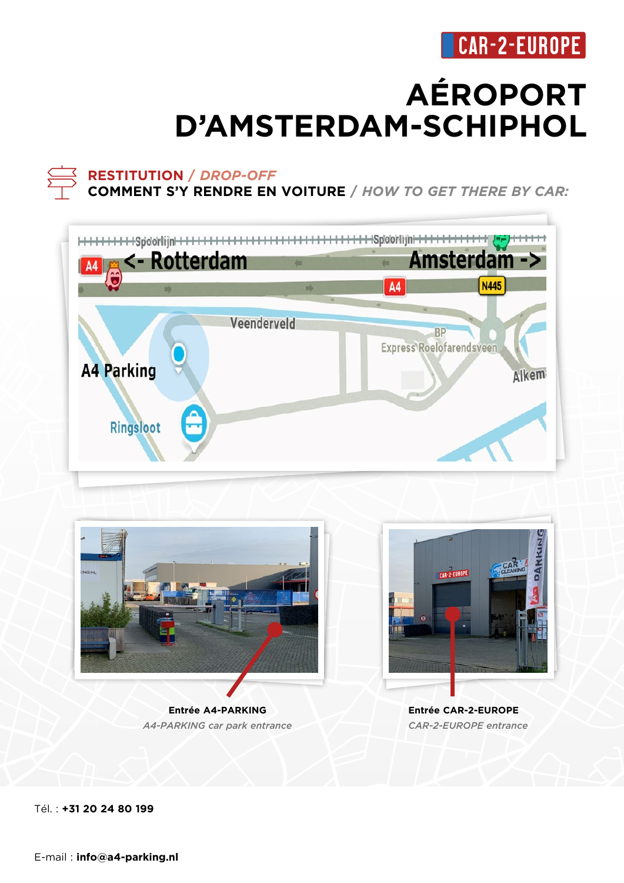CAR-2-EUROPE

# AÉROPORT D'AMSTERDAM-SCHIPHOL

## RESTITUTION / *DROP-OFF*

**COMMENT S'Y RENDRE EN VOITURE** / *HOW TO GET THERE BY CAR:*

**Entrée A4-PARKING**
*A4-PARKING car park entrance*

**Entrée CAR-2-EUROPE**
*CAR-2-EUROPE entrance*

Tél. : **+31 20 24 80 199**

E-mail : **info@a4-parking.nl**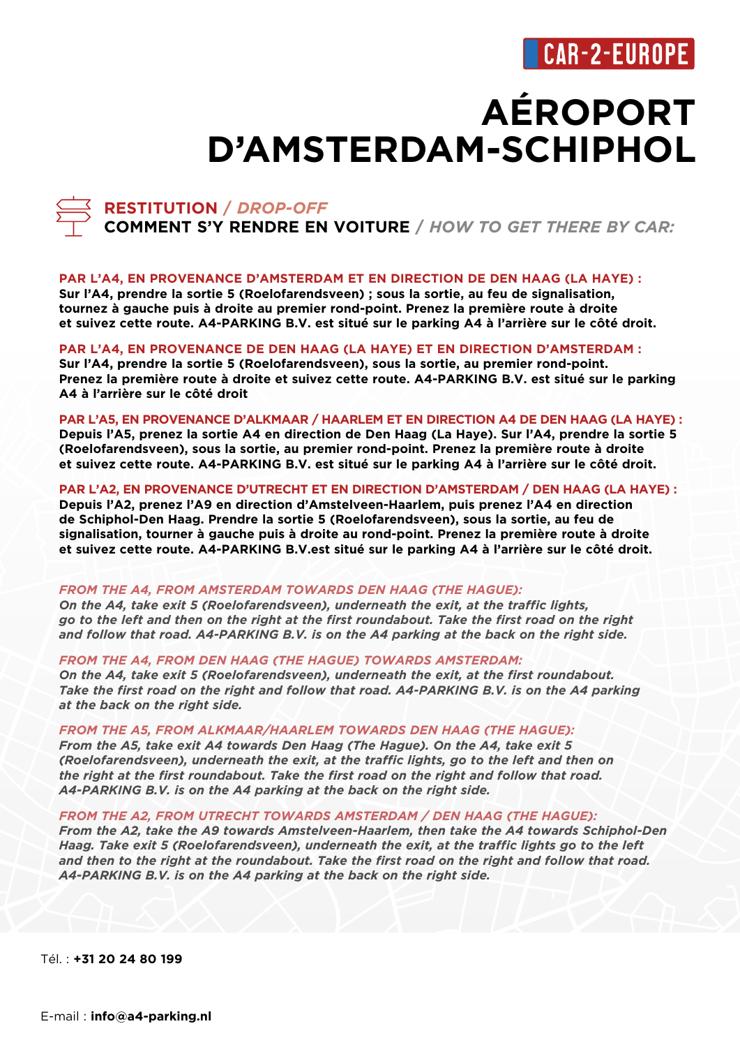CAR-2-EUROPE

# AÉROPORT D'AMSTERDAM-SCHIPHOL

## RESTITUTION / *DROP-OFF*

### COMMENT S'Y RENDRE EN VOITURE / *HOW TO GET THERE BY CAR:*

**PAR L'A4, EN PROVENANCE D'AMSTERDAM ET EN DIRECTION DE DEN HAAG (LA HAYE) :**
**Sur l'A4, prendre la sortie 5 (Roelofarendsveen) ; sous la sortie, au feu de signalisation, tournez à gauche puis à droite au premier rond-point. Prenez la première route à droite et suivez cette route. A4-PARKING B.V. est situé sur le parking A4 à l'arrière sur le côté droit.**

**PAR L'A4, EN PROVENANCE DE DEN HAAG (LA HAYE) ET EN DIRECTION D'AMSTERDAM :**
**Sur l'A4, prendre la sortie 5 (Roelofarendsveen), sous la sortie, au premier rond-point. Prenez la première route à droite et suivez cette route. A4-PARKING B.V. est situé sur le parking A4 à l'arrière sur le côté droit**

**PAR L'A5, EN PROVENANCE D'ALKMAAR / HAARLEM ET EN DIRECTION A4 DE DEN HAAG (LA HAYE) :**
**Depuis l'A5, prenez la sortie A4 en direction de Den Haag (La Haye). Sur l'A4, prendre la sortie 5 (Roelofarendsveen), sous la sortie, au premier rond-point. Prenez la première route à droite et suivez cette route. A4-PARKING B.V. est situé sur le parking A4 à l'arrière sur le côté droit.**

**PAR L'A2, EN PROVENANCE D'UTRECHT ET EN DIRECTION D'AMSTERDAM / DEN HAAG (LA HAYE) :**
**Depuis l'A2, prenez l'A9 en direction d'Amstelveen-Haarlem, puis prenez l'A4 en direction de Schiphol-Den Haag. Prendre la sortie 5 (Roelofarendsveen), sous la sortie, au feu de signalisation, tourner à gauche puis à droite au rond-point. Prenez la première route à droite et suivez cette route. A4-PARKING B.V.est situé sur le parking A4 à l'arrière sur le côté droit.**

***FROM THE A4, FROM AMSTERDAM TOWARDS DEN HAAG (THE HAGUE):***
***On the A4, take exit 5 (Roelofarendsveen), underneath the exit, at the traffic lights, go to the left and then on the right at the first roundabout. Take the first road on the right and follow that road. A4-PARKING B.V. is on the A4 parking at the back on the right side.***

***FROM THE A4, FROM DEN HAAG (THE HAGUE) TOWARDS AMSTERDAM:***
***On the A4, take exit 5 (Roelofarendsveen), underneath the exit, at the first roundabout. Take the first road on the right and follow that road. A4-PARKING B.V. is on the A4 parking at the back on the right side.***

***FROM THE A5, FROM ALKMAAR/HAARLEM TOWARDS DEN HAAG (THE HAGUE):***
***From the A5, take exit A4 towards Den Haag (The Hague). On the A4, take exit 5 (Roelofarendsveen), underneath the exit, at the traffic lights, go to the left and then on the right at the first roundabout. Take the first road on the right and follow that road. A4-PARKING B.V. is on the A4 parking at the back on the right side.***

***FROM THE A2, FROM UTRECHT TOWARDS AMSTERDAM / DEN HAAG (THE HAGUE):***
***From the A2, take the A9 towards Amstelveen-Haarlem, then take the A4 towards Schiphol-Den Haag. Take exit 5 (Roelofarendsveen), underneath the exit, at the traffic lights go to the left and then to the right at the roundabout. Take the first road on the right and follow that road. A4-PARKING B.V. is on the A4 parking at the back on the right side.***

Tél. : **+31 20 24 80 199**

E-mail : **info@a4-parking.nl**